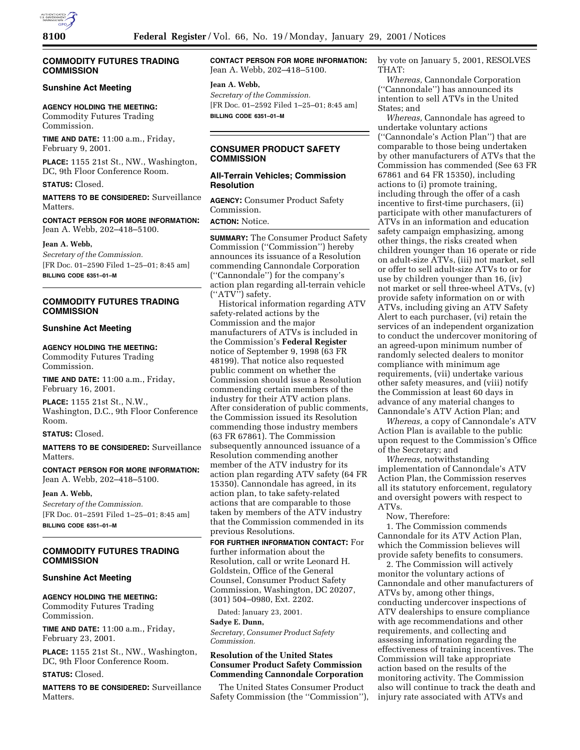## COMMODITY FUTURES TRADING COMMISSION

### Sunshine Act Meeting

**AGENCY HOLDING THE MEETING:** Commodity Futures Trading Commission.

**TIME AND DATE:** 11:00 a.m., Friday, February 9, 2001.

**PLACE:** 1155 21st St., NW., Washington, DC, 9th Floor Conference Room.

**STATUS:** Closed.

**MATTERS TO BE CONSIDERED:** Surveillance Matters.

**CONTACT PERSON FOR MORE INFORMATION:** Jean A. Webb, 202–418–5100.

**Jean A. Webb,**
*Secretary of the Commission.*
[FR Doc. 01–2590 Filed 1–25–01; 8:45 am]
**BILLING CODE 6351–01–M**

## COMMODITY FUTURES TRADING COMMISSION

### Sunshine Act Meeting

**AGENCY HOLDING THE MEETING:** Commodity Futures Trading Commission.

**TIME AND DATE:** 11:00 a.m., Friday, February 16, 2001.

**PLACE:** 1155 21st St., N.W., Washington, D.C., 9th Floor Conference Room.

**STATUS:** Closed.

**MATTERS TO BE CONSIDERED:** Surveillance Matters.

**CONTACT PERSON FOR MORE INFORMATION:** Jean A. Webb, 202–418–5100.

**Jean A. Webb,**
*Secretary of the Commission.*
[FR Doc. 01–2591 Filed 1–25–01; 8:45 am]
**BILLING CODE 6351–01–M**

## COMMODITY FUTURES TRADING COMMISSION

### Sunshine Act Meeting

**AGENCY HOLDING THE MEETING:** Commodity Futures Trading Commission.

**TIME AND DATE:** 11:00 a.m., Friday, February 23, 2001.

**PLACE:** 1155 21st St., NW., Washington, DC, 9th Floor Conference Room.

**STATUS:** Closed.

**MATTERS TO BE CONSIDERED:** Surveillance Matters.

**CONTACT PERSON FOR MORE INFORMATION:** Jean A. Webb, 202–418–5100.

**Jean A. Webb,**
*Secretary of the Commission.*
[FR Doc. 01–2592 Filed 1–25–01; 8:45 am]
**BILLING CODE 6351–01–M**

## CONSUMER PRODUCT SAFETY COMMISSION

### All-Terrain Vehicles; Commission Resolution

**AGENCY:** Consumer Product Safety Commission.

**ACTION:** Notice.

**SUMMARY:** The Consumer Product Safety Commission (''Commission'') hereby announces its issuance of a Resolution commending Cannondale Corporation (''Cannondale'') for the company's action plan regarding all-terrain vehicle (''ATV'') safety.

Historical information regarding ATV safety-related actions by the Commission and the major manufacturers of ATVs is included in the Commission's **Federal Register** notice of September 9, 1998 (63 FR 48199). That notice also requested public comment on whether the Commission should issue a Resolution commending certain members of the industry for their ATV action plans. After consideration of public comments, the Commission issued its Resolution commending those industry members (63 FR 67861). The Commission subsequently announced issuance of a Resolution commending another member of the ATV industry for its action plan regarding ATV safety (64 FR 15350). Cannondale has agreed, in its action plan, to take safety-related actions that are comparable to those taken by members of the ATV industry that the Commission commended in its previous Resolutions.

**FOR FURTHER INFORMATION CONTACT:** For further information about the Resolution, call or write Leonard H. Goldstein, Office of the General Counsel, Consumer Product Safety Commission, Washington, DC 20207, (301) 504–0980, Ext. 2202.

Dated: January 23, 2001.

**Sadye E. Dunn,**
*Secretary, Consumer Product Safety Commission.*

### Resolution of the United States Consumer Product Safety Commission Commending Cannondale Corporation

The United States Consumer Product Safety Commission (the ''Commission''), by vote on January 5, 2001, RESOLVES THAT:

*Whereas,* Cannondale Corporation (''Cannondale'') has announced its intention to sell ATVs in the United States; and

*Whereas,* Cannondale has agreed to undertake voluntary actions (''Cannondale's Action Plan'') that are comparable to those being undertaken by other manufacturers of ATVs that the Commission has commended (See 63 FR 67861 and 64 FR 15350), including actions to (i) promote training, including through the offer of a cash incentive to first-time purchasers, (ii) participate with other manufacturers of ATVs in an information and education safety campaign emphasizing, among other things, the risks created when children younger than 16 operate or ride on adult-size ATVs, (iii) not market, sell or offer to sell adult-size ATVs to or for use by children younger than 16, (iv) not market or sell three-wheel ATVs, (v) provide safety information on or with ATVs, including giving an ATV Safety Alert to each purchaser, (vi) retain the services of an independent organization to conduct the undercover monitoring of an agreed-upon minimum number of randomly selected dealers to monitor compliance with minimum age requirements, (vii) undertake various other safety measures, and (viii) notify the Commission at least 60 days in advance of any material changes to Cannondale's ATV Action Plan; and

*Whereas,* a copy of Cannondale's ATV Action Plan is available to the public upon request to the Commission's Office of the Secretary; and

*Whereas,* notwithstanding implementation of Cannondale's ATV Action Plan, the Commission reserves all its statutory enforcement, regulatory and oversight powers with respect to ATVs.

Now, Therefore:

1. The Commission commends Cannondale for its ATV Action Plan, which the Commission believes will provide safety benefits to consumers.

2. The Commission will actively monitor the voluntary actions of Cannondale and other manufacturers of ATVs by, among other things, conducting undercover inspections of ATV dealerships to ensure compliance with age recommendations and other requirements, and collecting and assessing information regarding the effectiveness of training incentives. The Commission will take appropriate action based on the results of the monitoring activity. The Commission also will continue to track the death and injury rate associated with ATVs and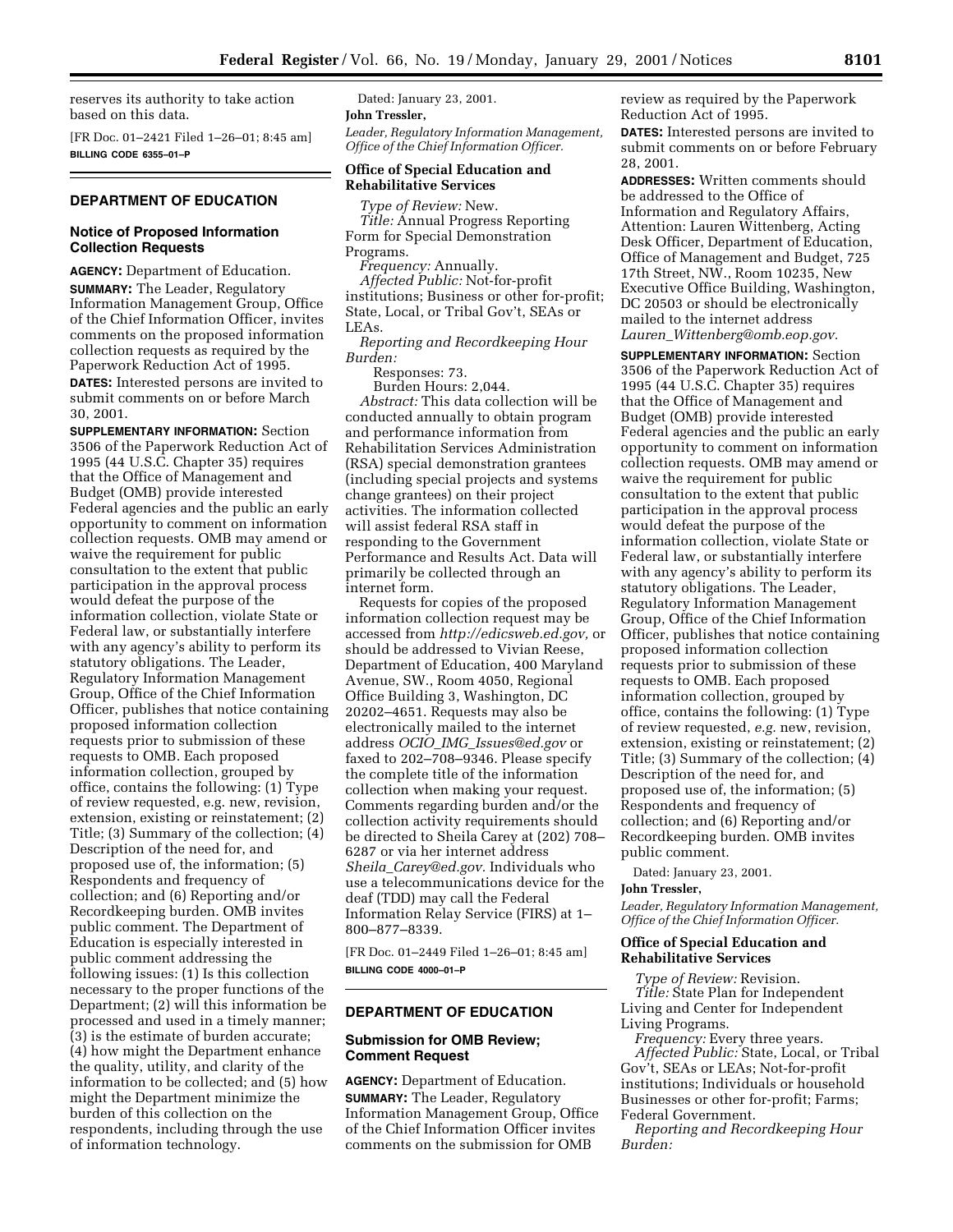reserves its authority to take action based on this data.

[FR Doc. 01–2421 Filed 1–26–01; 8:45 am]

**BILLING CODE 6355–01–P**

## DEPARTMENT OF EDUCATION

### Notice of Proposed Information Collection Requests

**AGENCY:** Department of Education.

**SUMMARY:** The Leader, Regulatory Information Management Group, Office of the Chief Information Officer, invites comments on the proposed information collection requests as required by the Paperwork Reduction Act of 1995.

**DATES:** Interested persons are invited to submit comments on or before March 30, 2001.

**SUPPLEMENTARY INFORMATION:** Section 3506 of the Paperwork Reduction Act of 1995 (44 U.S.C. Chapter 35) requires that the Office of Management and Budget (OMB) provide interested Federal agencies and the public an early opportunity to comment on information collection requests. OMB may amend or waive the requirement for public consultation to the extent that public participation in the approval process would defeat the purpose of the information collection, violate State or Federal law, or substantially interfere with any agency's ability to perform its statutory obligations. The Leader, Regulatory Information Management Group, Office of the Chief Information Officer, publishes that notice containing proposed information collection requests prior to submission of these requests to OMB. Each proposed information collection, grouped by office, contains the following: (1) Type of review requested, e.g. new, revision, extension, existing or reinstatement; (2) Title; (3) Summary of the collection; (4) Description of the need for, and proposed use of, the information; (5) Respondents and frequency of collection; and (6) Reporting and/or Recordkeeping burden. OMB invites public comment. The Department of Education is especially interested in public comment addressing the following issues: (1) Is this collection necessary to the proper functions of the Department; (2) will this information be processed and used in a timely manner; (3) is the estimate of burden accurate; (4) how might the Department enhance the quality, utility, and clarity of the information to be collected; and (5) how might the Department minimize the burden of this collection on the respondents, including through the use of information technology.

Dated: January 23, 2001.

**John Tressler,**

*Leader, Regulatory Information Management, Office of the Chief Information Officer.*

#### Office of Special Education and Rehabilitative Services

*Type of Review:* New.

*Title:* Annual Progress Reporting Form for Special Demonstration Programs.

*Frequency:* Annually.

*Affected Public:* Not-for-profit institutions; Business or other for-profit; State, Local, or Tribal Gov't, SEAs or LEAs.

*Reporting and Recordkeeping Hour Burden:*

Responses: 73.
Burden Hours: 2,044.

*Abstract:* This data collection will be conducted annually to obtain program and performance information from Rehabilitation Services Administration (RSA) special demonstration grantees (including special projects and systems change grantees) on their project activities. The information collected will assist federal RSA staff in responding to the Government Performance and Results Act. Data will primarily be collected through an internet form.

Requests for copies of the proposed information collection request may be accessed from *http://edicsweb.ed.gov,* or should be addressed to Vivian Reese, Department of Education, 400 Maryland Avenue, SW., Room 4050, Regional Office Building 3, Washington, DC 20202–4651. Requests may also be electronically mailed to the internet address *OCIO_IMG_Issues@ed.gov* or faxed to 202–708–9346. Please specify the complete title of the information collection when making your request. Comments regarding burden and/or the collection activity requirements should be directed to Sheila Carey at (202) 708–6287 or via her internet address *Sheila_Carey@ed.gov.* Individuals who use a telecommunications device for the deaf (TDD) may call the Federal Information Relay Service (FIRS) at 1–800–877–8339.

[FR Doc. 01–2449 Filed 1–26–01; 8:45 am]

**BILLING CODE 4000–01–P**

## DEPARTMENT OF EDUCATION

### Submission for OMB Review; Comment Request

**AGENCY:** Department of Education.

**SUMMARY:** The Leader, Regulatory Information Management Group, Office of the Chief Information Officer invites comments on the submission for OMB review as required by the Paperwork Reduction Act of 1995.

**DATES:** Interested persons are invited to submit comments on or before February 28, 2001.

**ADDRESSES:** Written comments should be addressed to the Office of Information and Regulatory Affairs, Attention: Lauren Wittenberg, Acting Desk Officer, Department of Education, Office of Management and Budget, 725 17th Street, NW., Room 10235, New Executive Office Building, Washington, DC 20503 or should be electronically mailed to the internet address *Lauren_Wittenberg@omb.eop.gov.*

**SUPPLEMENTARY INFORMATION:** Section 3506 of the Paperwork Reduction Act of 1995 (44 U.S.C. Chapter 35) requires that the Office of Management and Budget (OMB) provide interested Federal agencies and the public an early opportunity to comment on information collection requests. OMB may amend or waive the requirement for public consultation to the extent that public participation in the approval process would defeat the purpose of the information collection, violate State or Federal law, or substantially interfere with any agency's ability to perform its statutory obligations. The Leader, Regulatory Information Management Group, Office of the Chief Information Officer, publishes that notice containing proposed information collection requests prior to submission of these requests to OMB. Each proposed information collection, grouped by office, contains the following: (1) Type of review requested, *e.g.* new, revision, extension, existing or reinstatement; (2) Title; (3) Summary of the collection; (4) Description of the need for, and proposed use of, the information; (5) Respondents and frequency of collection; and (6) Reporting and/or Recordkeeping burden. OMB invites public comment.

Dated: January 23, 2001.

**John Tressler,**

*Leader, Regulatory Information Management, Office of the Chief Information Officer.*

#### Office of Special Education and Rehabilitative Services

*Type of Review:* Revision.

*Title:* State Plan for Independent Living and Center for Independent Living Programs.

*Frequency:* Every three years.

*Affected Public:* State, Local, or Tribal Gov't, SEAs or LEAs; Not-for-profit institutions; Individuals or household Businesses or other for-profit; Farms; Federal Government.

*Reporting and Recordkeeping Hour Burden:*